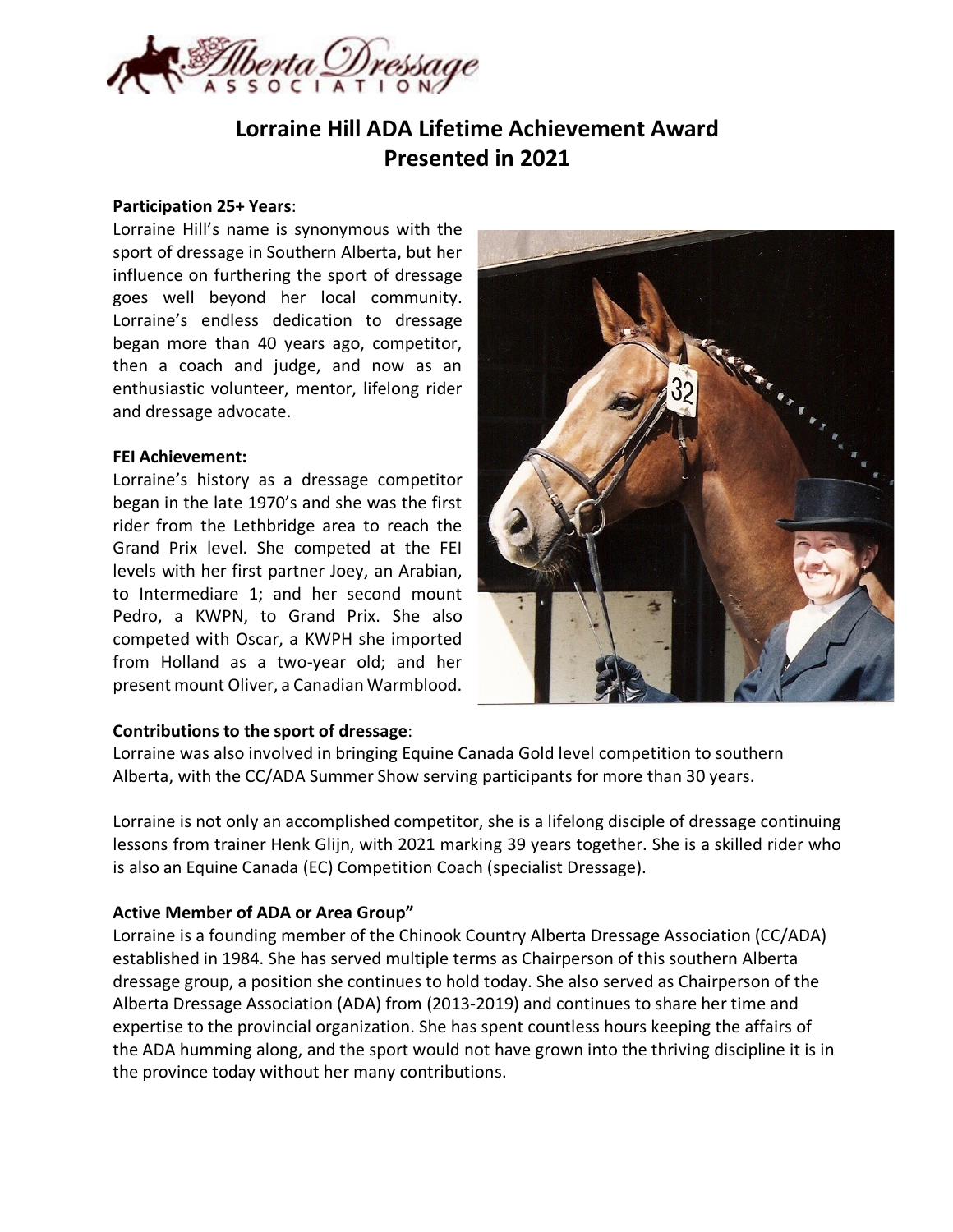# Lorraine Hill ADA Lifetime Achievement Award
# Presented in 2021

**Participation 25+ Years**:

Lorraine Hill's name is synonymous with the sport of dressage in Southern Alberta, but her influence on furthering the sport of dressage goes well beyond her local community. Lorraine's endless dedication to dressage began more than 40 years ago, competitor, then a coach and judge, and now as an enthusiastic volunteer, mentor, lifelong rider and dressage advocate.

**FEI Achievement:**

Lorraine's history as a dressage competitor began in the late 1970's and she was the first rider from the Lethbridge area to reach the Grand Prix level. She competed at the FEI levels with her first partner Joey, an Arabian, to Intermediare 1; and her second mount Pedro, a KWPN, to Grand Prix. She also competed with Oscar, a KWPH she imported from Holland as a two-year old; and her present mount Oliver, a Canadian Warmblood.

**Contributions to the sport of dressage**:

Lorraine was also involved in bringing Equine Canada Gold level competition to southern Alberta, with the CC/ADA Summer Show serving participants for more than 30 years.

Lorraine is not only an accomplished competitor, she is a lifelong disciple of dressage continuing lessons from trainer Henk Glijn, with 2021 marking 39 years together. She is a skilled rider who is also an Equine Canada (EC) Competition Coach (specialist Dressage).

**Active Member of ADA or Area Group"**

Lorraine is a founding member of the Chinook Country Alberta Dressage Association (CC/ADA) established in 1984. She has served multiple terms as Chairperson of this southern Alberta dressage group, a position she continues to hold today. She also served as Chairperson of the Alberta Dressage Association (ADA) from (2013-2019) and continues to share her time and expertise to the provincial organization. She has spent countless hours keeping the affairs of the ADA humming along, and the sport would not have grown into the thriving discipline it is in the province today without her many contributions.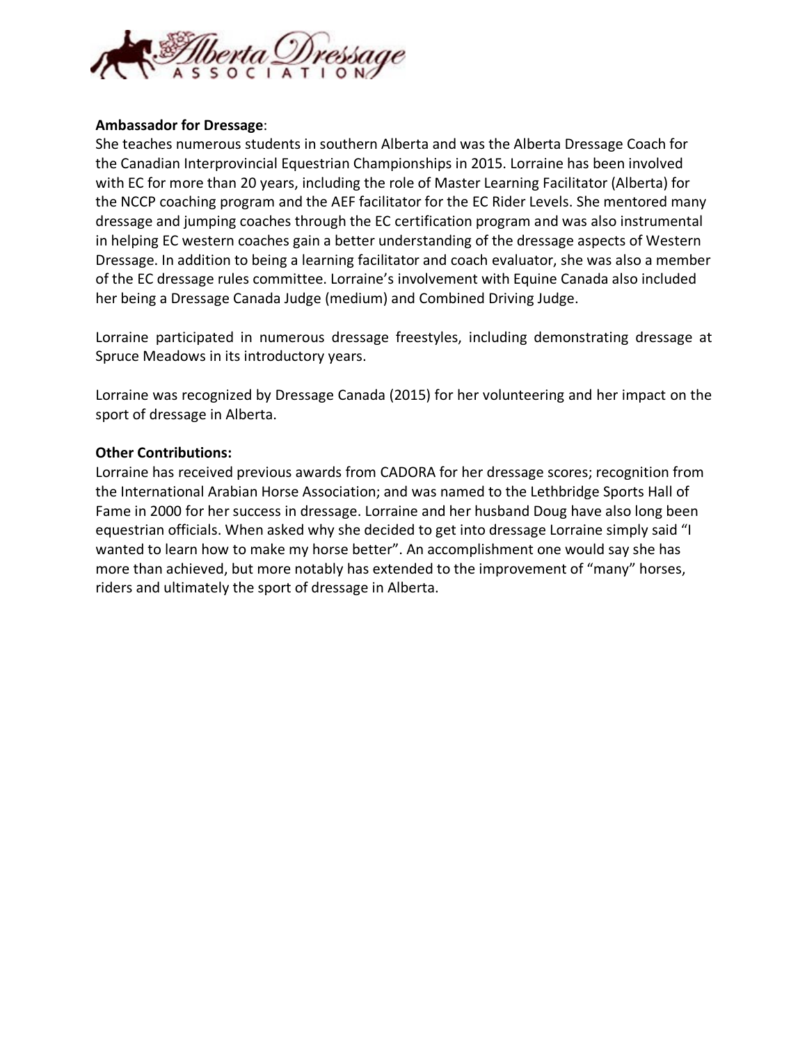**Ambassador for Dressage**:
She teaches numerous students in southern Alberta and was the Alberta Dressage Coach for the Canadian Interprovincial Equestrian Championships in 2015. Lorraine has been involved with EC for more than 20 years, including the role of Master Learning Facilitator (Alberta) for the NCCP coaching program and the AEF facilitator for the EC Rider Levels. She mentored many dressage and jumping coaches through the EC certification program and was also instrumental in helping EC western coaches gain a better understanding of the dressage aspects of Western Dressage. In addition to being a learning facilitator and coach evaluator, she was also a member of the EC dressage rules committee. Lorraine's involvement with Equine Canada also included her being a Dressage Canada Judge (medium) and Combined Driving Judge.

Lorraine participated in numerous dressage freestyles, including demonstrating dressage at Spruce Meadows in its introductory years.

Lorraine was recognized by Dressage Canada (2015) for her volunteering and her impact on the sport of dressage in Alberta.

**Other Contributions:**
Lorraine has received previous awards from CADORA for her dressage scores; recognition from the International Arabian Horse Association; and was named to the Lethbridge Sports Hall of Fame in 2000 for her success in dressage. Lorraine and her husband Doug have also long been equestrian officials. When asked why she decided to get into dressage Lorraine simply said "I wanted to learn how to make my horse better". An accomplishment one would say she has more than achieved, but more notably has extended to the improvement of "many" horses, riders and ultimately the sport of dressage in Alberta.